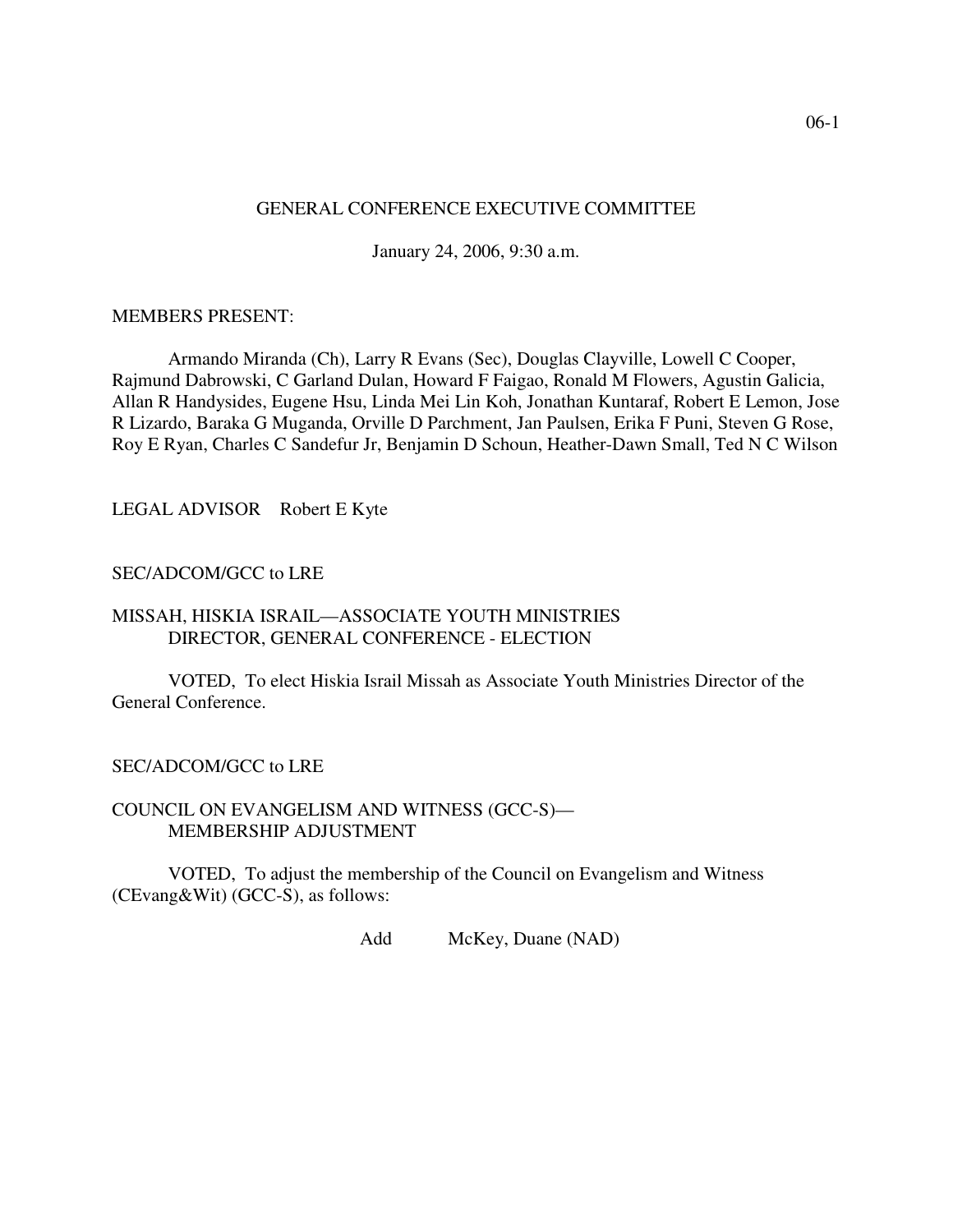# GENERAL CONFERENCE EXECUTIVE COMMITTEE

January 24, 2006, 9:30 a.m.

MEMBERS PRESENT:

Armando Miranda (Ch), Larry R Evans (Sec), Douglas Clayville, Lowell C Cooper, Rajmund Dabrowski, C Garland Dulan, Howard F Faigao, Ronald M Flowers, Agustin Galicia, Allan R Handysides, Eugene Hsu, Linda Mei Lin Koh, Jonathan Kuntaraf, Robert E Lemon, Jose R Lizardo, Baraka G Muganda, Orville D Parchment, Jan Paulsen, Erika F Puni, Steven G Rose, Roy E Ryan, Charles C Sandefur Jr, Benjamin D Schoun, Heather-Dawn Small, Ted N C Wilson

LEGAL ADVISOR Robert E Kyte

SEC/ADCOM/GCC to LRE

## MISSAH, HISKIA ISRAIL—ASSOCIATE YOUTH MINISTRIES DIRECTOR, GENERAL CONFERENCE - ELECTION

VOTED, To elect Hiskia Israil Missah as Associate Youth Ministries Director of the General Conference.

SEC/ADCOM/GCC to LRE

## COUNCIL ON EVANGELISM AND WITNESS (GCC-S)—MEMBERSHIP ADJUSTMENT

VOTED, To adjust the membership of the Council on Evangelism and Witness (CEvang&Wit) (GCC-S), as follows:

Add McKey, Duane (NAD)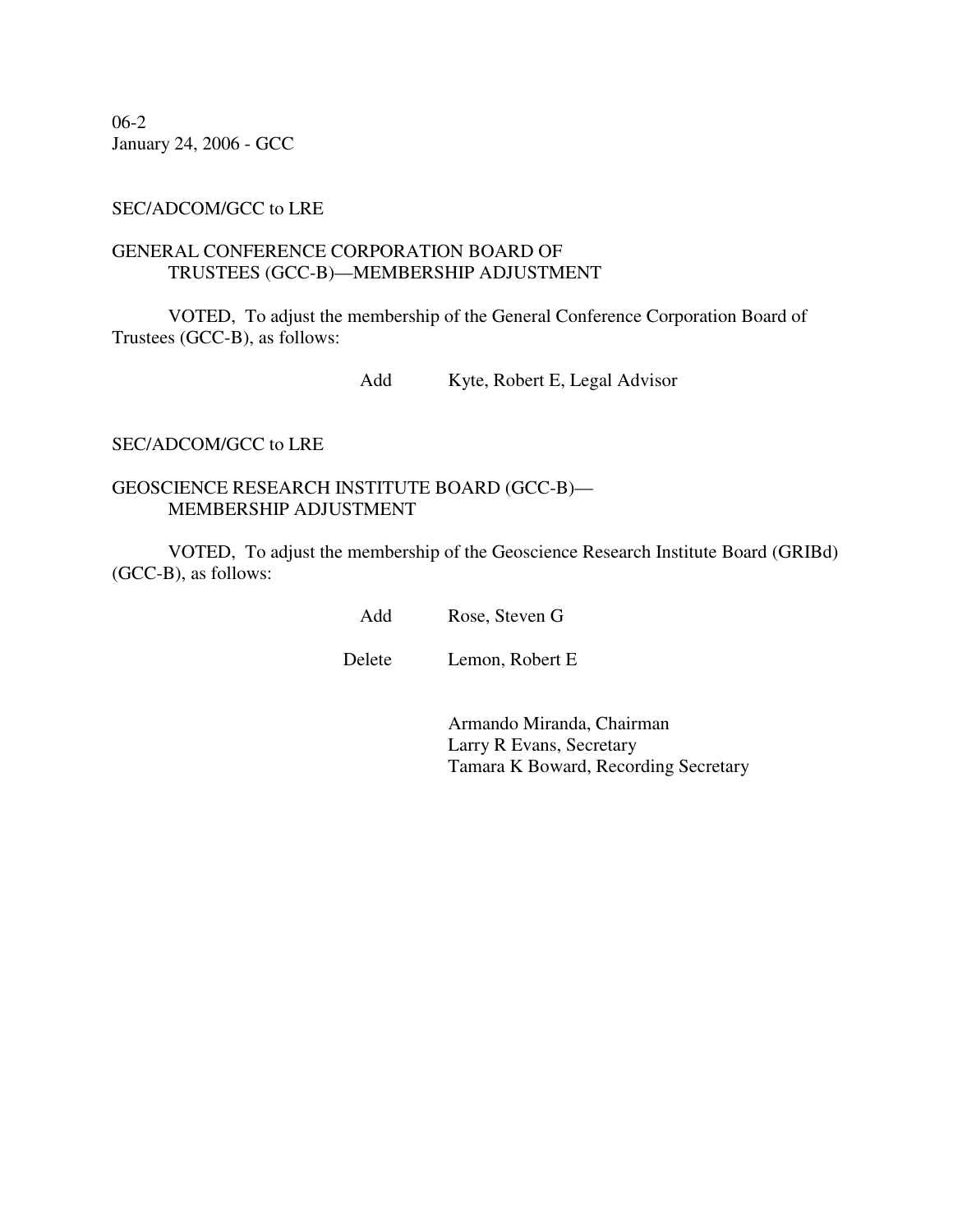06-2
January 24, 2006 - GCC

SEC/ADCOM/GCC to LRE

GENERAL CONFERENCE CORPORATION BOARD OF TRUSTEES (GCC-B)—MEMBERSHIP ADJUSTMENT

VOTED, To adjust the membership of the General Conference Corporation Board of Trustees (GCC-B), as follows:

Add Kyte, Robert E, Legal Advisor

SEC/ADCOM/GCC to LRE

GEOSCIENCE RESEARCH INSTITUTE BOARD (GCC-B)—MEMBERSHIP ADJUSTMENT

VOTED, To adjust the membership of the Geoscience Research Institute Board (GRIBd) (GCC-B), as follows:

Add Rose, Steven G

Delete Lemon, Robert E

Armando Miranda, Chairman
Larry R Evans, Secretary
Tamara K Boward, Recording Secretary